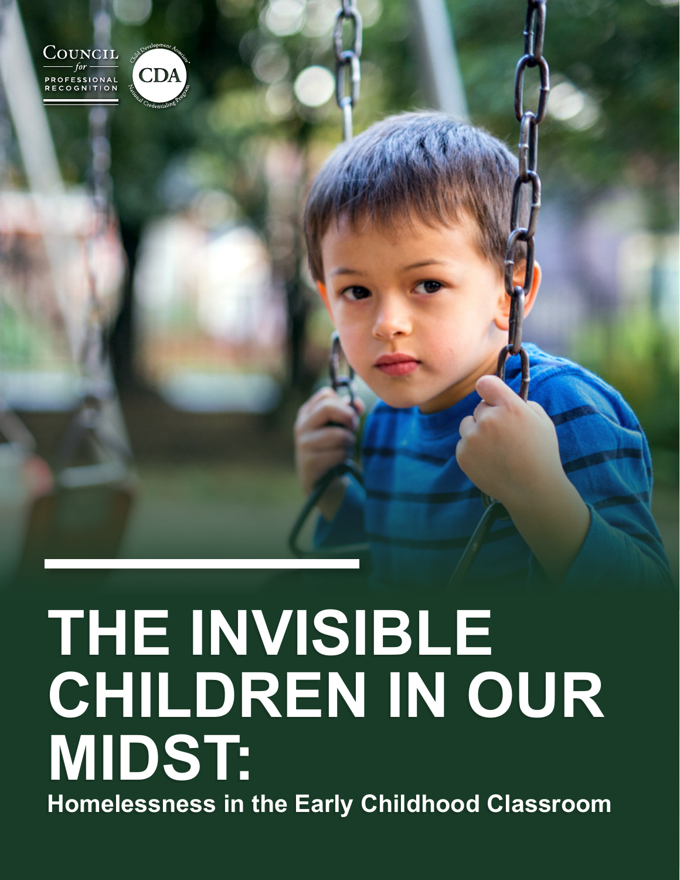Council for Professional Recognition

Child Development Associate National Credentialing Program

CDA

# THE INVISIBLE CHILDREN IN OUR MIDST:

## Homelessness in the Early Childhood Classroom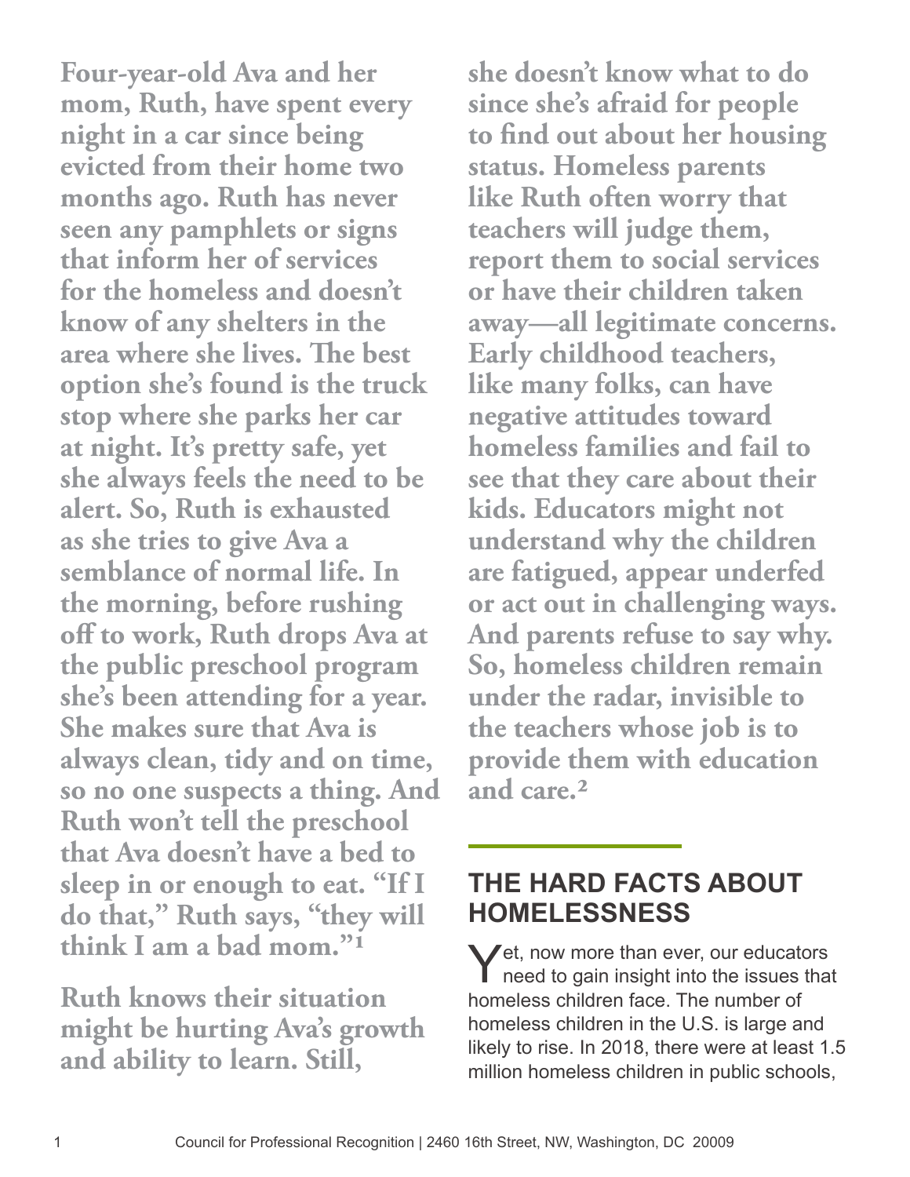**Four-year-old Ava and her mom, Ruth, have spent every night in a car since being evicted from their home two months ago. Ruth has never seen any pamphlets or signs that inform her of services for the homeless and doesn't know of any shelters in the area where she lives. The best option she's found is the truck stop where she parks her car at night. It's pretty safe, yet she always feels the need to be alert. So, Ruth is exhausted as she tries to give Ava a semblance of normal life. In the morning, before rushing off to work, Ruth drops Ava at the public preschool program she's been attending for a year. She makes sure that Ava is always clean, tidy and on time, so no one suspects a thing. And Ruth won't tell the preschool that Ava doesn't have a bed to sleep in or enough to eat. "If I do that," Ruth says, "they will think I am a bad mom."[1]**

**Ruth knows their situation might be hurting Ava's growth and ability to learn. Still, she doesn't know what to do since she's afraid for people to find out about her housing status. Homeless parents like Ruth often worry that teachers will judge them, report them to social services or have their children taken away—all legitimate concerns. Early childhood teachers, like many folks, can have negative attitudes toward homeless families and fail to see that they care about their kids. Educators might not understand why the children are fatigued, appear underfed or act out in challenging ways. And parents refuse to say why. So, homeless children remain under the radar, invisible to the teachers whose job is to provide them with education and care.[2]**

## THE HARD FACTS ABOUT HOMELESSNESS

Yet, now more than ever, our educators need to gain insight into the issues that homeless children face. The number of homeless children in the U.S. is large and likely to rise. In 2018, there were at least 1.5 million homeless children in public schools,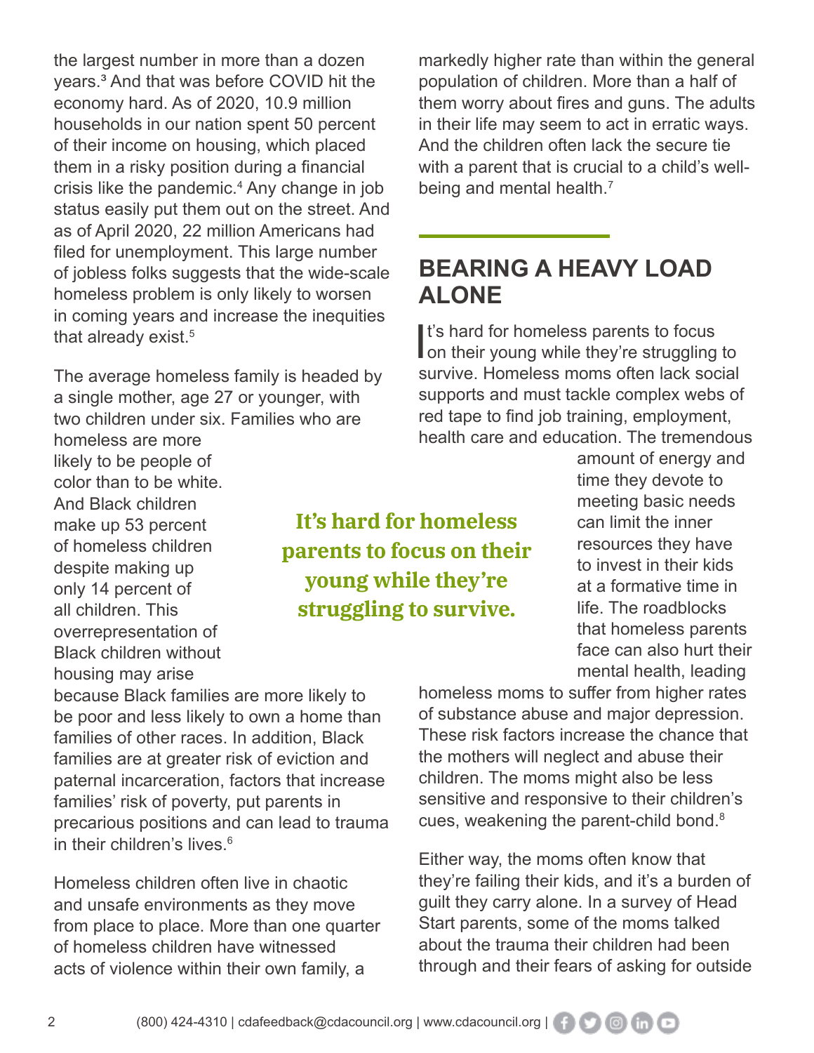the largest number in more than a dozen years.[3] And that was before COVID hit the economy hard. As of 2020, 10.9 million households in our nation spent 50 percent of their income on housing, which placed them in a risky position during a financial crisis like the pandemic.[4] Any change in job status easily put them out on the street. And as of April 2020, 22 million Americans had filed for unemployment. This large number of jobless folks suggests that the wide-scale homeless problem is only likely to worsen in coming years and increase the inequities that already exist.[5]

The average homeless family is headed by a single mother, age 27 or younger, with two children under six. Families who are homeless are more likely to be people of color than to be white. And Black children make up 53 percent of homeless children despite making up only 14 percent of all children. This overrepresentation of Black children without housing may arise because Black families are more likely to be poor and less likely to own a home than families of other races. In addition, Black families are at greater risk of eviction and paternal incarceration, factors that increase families' risk of poverty, put parents in precarious positions and can lead to trauma in their children's lives.[6]

Homeless children often live in chaotic and unsafe environments as they move from place to place. More than one quarter of homeless children have witnessed acts of violence within their own family, a markedly higher rate than within the general population of children. More than a half of them worry about fires and guns. The adults in their life may seem to act in erratic ways. And the children often lack the secure tie with a parent that is crucial to a child's well-being and mental health.[7]

## BEARING A HEAVY LOAD ALONE

It's hard for homeless parents to focus on their young while they're struggling to survive. Homeless moms often lack social supports and must tackle complex webs of red tape to find job training, employment, health care and education. The tremendous amount of energy and time they devote to meeting basic needs can limit the inner resources they have to invest in their kids at a formative time in life. The roadblocks that homeless parents face can also hurt their mental health, leading homeless moms to suffer from higher rates of substance abuse and major depression. These risk factors increase the chance that the mothers will neglect and abuse their children. The moms might also be less sensitive and responsive to their children's cues, weakening the parent-child bond.[8]

> **It's hard for homeless parents to focus on their young while they're struggling to survive.**

Either way, the moms often know that they're failing their kids, and it's a burden of guilt they carry alone. In a survey of Head Start parents, some of the moms talked about the trauma their children had been through and their fears of asking for outside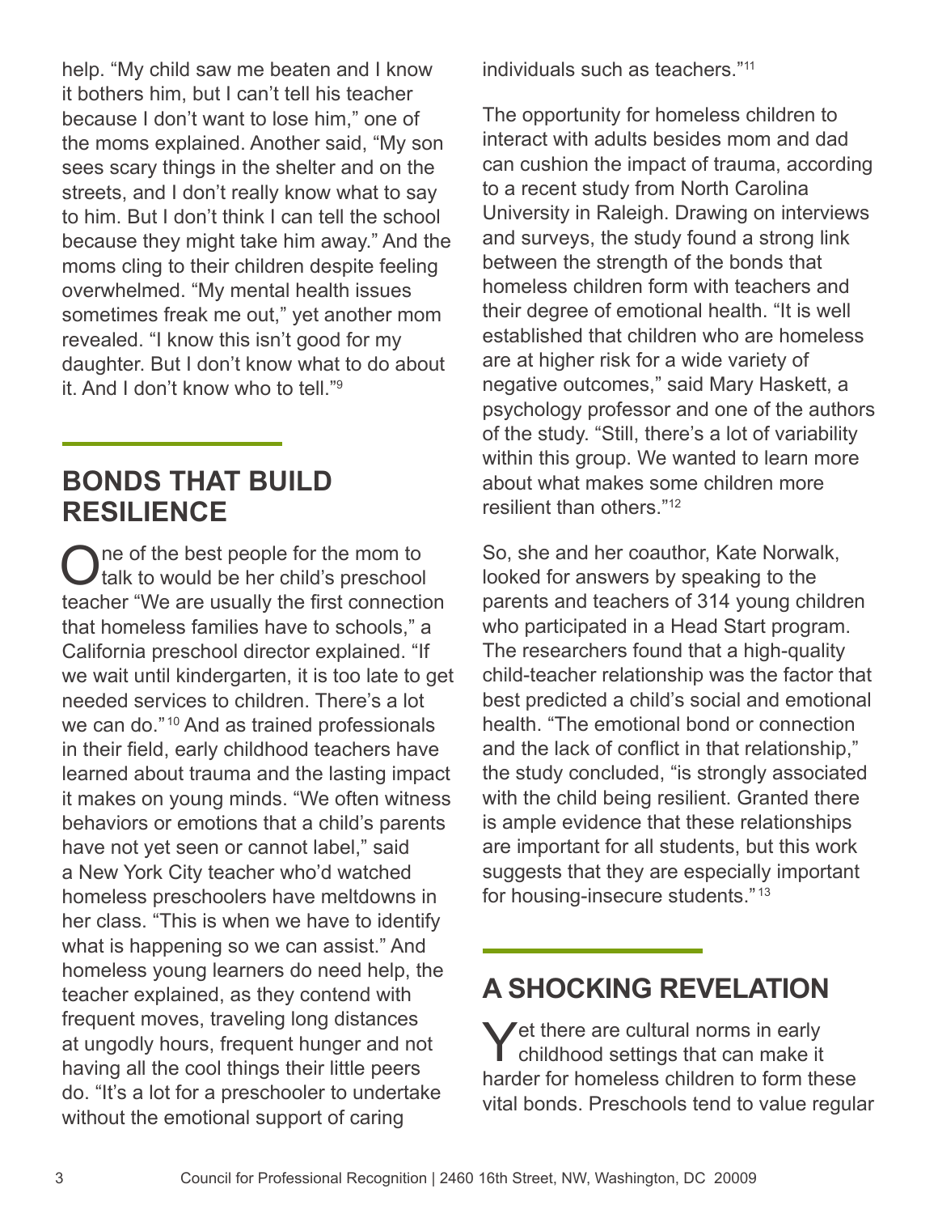help. “My child saw me beaten and I know it bothers him, but I can’t tell his teacher because I don’t want to lose him,” one of the moms explained. Another said, “My son sees scary things in the shelter and on the streets, and I don’t really know what to say to him. But I don’t think I can tell the school because they might take him away.” And the moms cling to their children despite feeling overwhelmed. “My mental health issues sometimes freak me out,” yet another mom revealed. “I know this isn’t good for my daughter. But I don’t know what to do about it. And I don’t know who to tell.”[9]

## BONDS THAT BUILD RESILIENCE

One of the best people for the mom to talk to would be her child’s preschool teacher “We are usually the first connection that homeless families have to schools,” a California preschool director explained. “If we wait until kindergarten, it is too late to get needed services to children. There’s a lot we can do.”[10] And as trained professionals in their field, early childhood teachers have learned about trauma and the lasting impact it makes on young minds. “We often witness behaviors or emotions that a child’s parents have not yet seen or cannot label,” said a New York City teacher who’d watched homeless preschoolers have meltdowns in her class. “This is when we have to identify what is happening so we can assist.” And homeless young learners do need help, the teacher explained, as they contend with frequent moves, traveling long distances at ungodly hours, frequent hunger and not having all the cool things their little peers do. “It’s a lot for a preschooler to undertake without the emotional support of caring individuals such as teachers.”[11]

The opportunity for homeless children to interact with adults besides mom and dad can cushion the impact of trauma, according to a recent study from North Carolina University in Raleigh. Drawing on interviews and surveys, the study found a strong link between the strength of the bonds that homeless children form with teachers and their degree of emotional health. “It is well established that children who are homeless are at higher risk for a wide variety of negative outcomes,” said Mary Haskett, a psychology professor and one of the authors of the study. “Still, there’s a lot of variability within this group. We wanted to learn more about what makes some children more resilient than others.”[12]

So, she and her coauthor, Kate Norwalk, looked for answers by speaking to the parents and teachers of 314 young children who participated in a Head Start program. The researchers found that a high-quality child-teacher relationship was the factor that best predicted a child’s social and emotional health. “The emotional bond or connection and the lack of conflict in that relationship,” the study concluded, “is strongly associated with the child being resilient. Granted there is ample evidence that these relationships are important for all students, but this work suggests that they are especially important for housing-insecure students.”[13]

## A SHOCKING REVELATION

Yet there are cultural norms in early childhood settings that can make it harder for homeless children to form these vital bonds. Preschools tend to value regular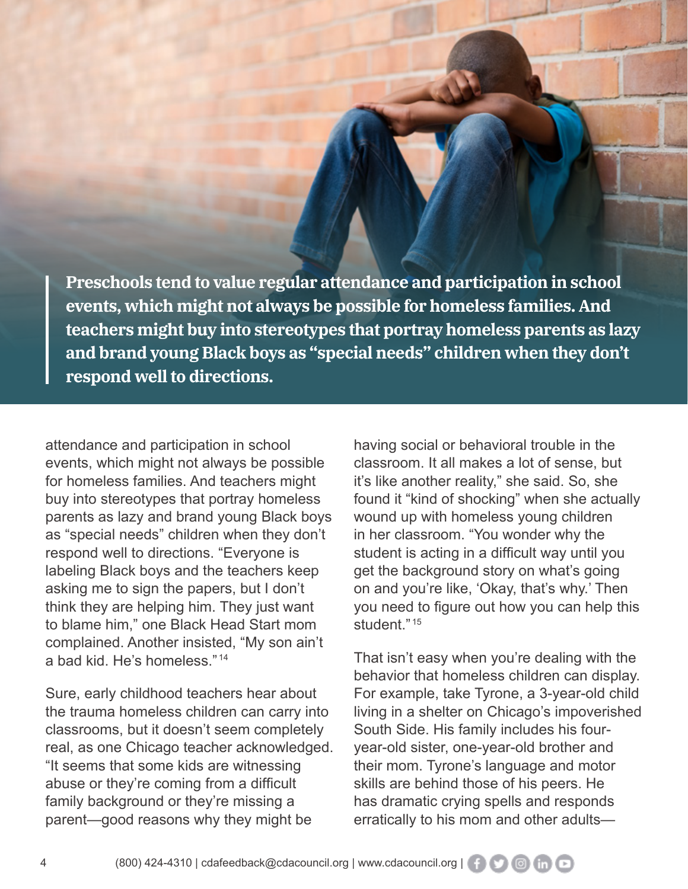> **Preschools tend to value regular attendance and participation in school events, which might not always be possible for homeless families. And teachers might buy into stereotypes that portray homeless parents as lazy and brand young Black boys as "special needs" children when they don't respond well to directions.**

attendance and participation in school events, which might not always be possible for homeless families. And teachers might buy into stereotypes that portray homeless parents as lazy and brand young Black boys as "special needs" children when they don't respond well to directions. "Everyone is labeling Black boys and the teachers keep asking me to sign the papers, but I don't think they are helping him. They just want to blame him," one Black Head Start mom complained. Another insisted, "My son ain't a bad kid. He's homeless."[14]

Sure, early childhood teachers hear about the trauma homeless children can carry into classrooms, but it doesn't seem completely real, as one Chicago teacher acknowledged. "It seems that some kids are witnessing abuse or they're coming from a difficult family background or they're missing a parent—good reasons why they might be having social or behavioral trouble in the classroom. It all makes a lot of sense, but it's like another reality," she said. So, she found it "kind of shocking" when she actually wound up with homeless young children in her classroom. "You wonder why the student is acting in a difficult way until you get the background story on what's going on and you're like, 'Okay, that's why.' Then you need to figure out how you can help this student."[15]

That isn't easy when you're dealing with the behavior that homeless children can display. For example, take Tyrone, a 3-year-old child living in a shelter on Chicago's impoverished South Side. His family includes his four-year-old sister, one-year-old brother and their mom. Tyrone's language and motor skills are behind those of his peers. He has dramatic crying spells and responds erratically to his mom and other adults—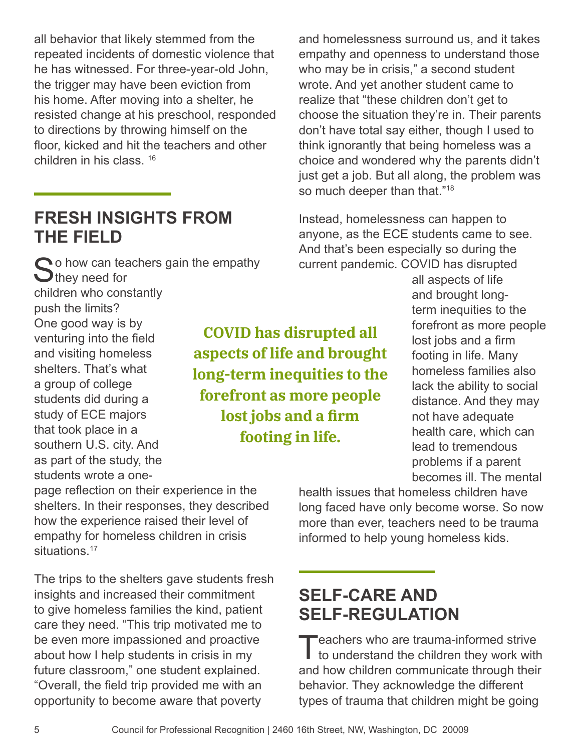all behavior that likely stemmed from the repeated incidents of domestic violence that he has witnessed. For three-year-old John, the trigger may have been eviction from his home. After moving into a shelter, he resisted change at his preschool, responded to directions by throwing himself on the floor, kicked and hit the teachers and other children in his class. [16]

## FRESH INSIGHTS FROM THE FIELD

So how can teachers gain the empathy they need for children who constantly push the limits? One good way is by venturing into the field and visiting homeless shelters. That's what a group of college students did during a study of ECE majors that took place in a southern U.S. city. And as part of the study, the students wrote a one-page reflection on their experience in the shelters. In their responses, they described how the experience raised their level of empathy for homeless children in crisis situations.[17]

The trips to the shelters gave students fresh insights and increased their commitment to give homeless families the kind, patient care they need. "This trip motivated me to be even more impassioned and proactive about how I help students in crisis in my future classroom," one student explained. "Overall, the field trip provided me with an opportunity to become aware that poverty and homelessness surround us, and it takes empathy and openness to understand those who may be in crisis," a second student wrote. And yet another student came to realize that "these children don't get to choose the situation they're in. Their parents don't have total say either, though I used to think ignorantly that being homeless was a choice and wondered why the parents didn't just get a job. But all along, the problem was so much deeper than that."[18]

Instead, homelessness can happen to anyone, as the ECE students came to see. And that's been especially so during the current pandemic. COVID has disrupted all aspects of life and brought long-term inequities to the forefront as more people lost jobs and a firm footing in life. Many homeless families also lack the ability to social distance. And they may not have adequate health care, which can lead to tremendous problems if a parent becomes ill. The mental health issues that homeless children have long faced have only become worse. So now more than ever, teachers need to be trauma informed to help young homeless kids.

**COVID has disrupted all aspects of life and brought long-term inequities to the forefront as more people lost jobs and a firm footing in life.**

## SELF-CARE AND SELF-REGULATION

Teachers who are trauma-informed strive to understand the children they work with and how children communicate through their behavior. They acknowledge the different types of trauma that children might be going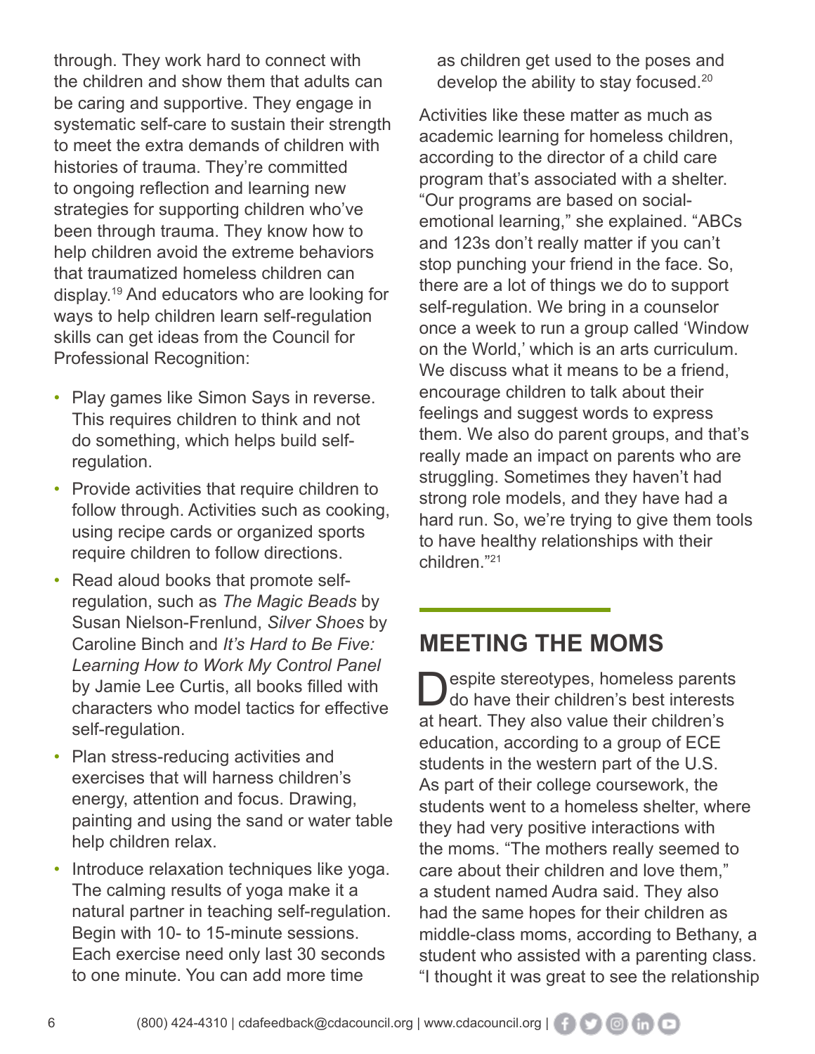through. They work hard to connect with the children and show them that adults can be caring and supportive. They engage in systematic self-care to sustain their strength to meet the extra demands of children with histories of trauma. They're committed to ongoing reflection and learning new strategies for supporting children who've been through trauma. They know how to help children avoid the extreme behaviors that traumatized homeless children can display.[19] And educators who are looking for ways to help children learn self-regulation skills can get ideas from the Council for Professional Recognition:

- Play games like Simon Says in reverse. This requires children to think and not do something, which helps build self-regulation.
- Provide activities that require children to follow through. Activities such as cooking, using recipe cards or organized sports require children to follow directions.
- Read aloud books that promote self-regulation, such as *The Magic Beads* by Susan Nielson-Frenlund, *Silver Shoes* by Caroline Binch and *It's Hard to Be Five: Learning How to Work My Control Panel* by Jamie Lee Curtis, all books filled with characters who model tactics for effective self-regulation.
- Plan stress-reducing activities and exercises that will harness children's energy, attention and focus. Drawing, painting and using the sand or water table help children relax.
- Introduce relaxation techniques like yoga. The calming results of yoga make it a natural partner in teaching self-regulation. Begin with 10- to 15-minute sessions. Each exercise need only last 30 seconds to one minute. You can add more time as children get used to the poses and develop the ability to stay focused.[20]

Activities like these matter as much as academic learning for homeless children, according to the director of a child care program that's associated with a shelter. "Our programs are based on social-emotional learning," she explained. "ABCs and 123s don't really matter if you can't stop punching your friend in the face. So, there are a lot of things we do to support self-regulation. We bring in a counselor once a week to run a group called 'Window on the World,' which is an arts curriculum. We discuss what it means to be a friend, encourage children to talk about their feelings and suggest words to express them. We also do parent groups, and that's really made an impact on parents who are struggling. Sometimes they haven't had strong role models, and they have had a hard run. So, we're trying to give them tools to have healthy relationships with their children."[21]

## MEETING THE MOMS

Despite stereotypes, homeless parents do have their children's best interests at heart. They also value their children's education, according to a group of ECE students in the western part of the U.S. As part of their college coursework, the students went to a homeless shelter, where they had very positive interactions with the moms. "The mothers really seemed to care about their children and love them," a student named Audra said. They also had the same hopes for their children as middle-class moms, according to Bethany, a student who assisted with a parenting class. "I thought it was great to see the relationship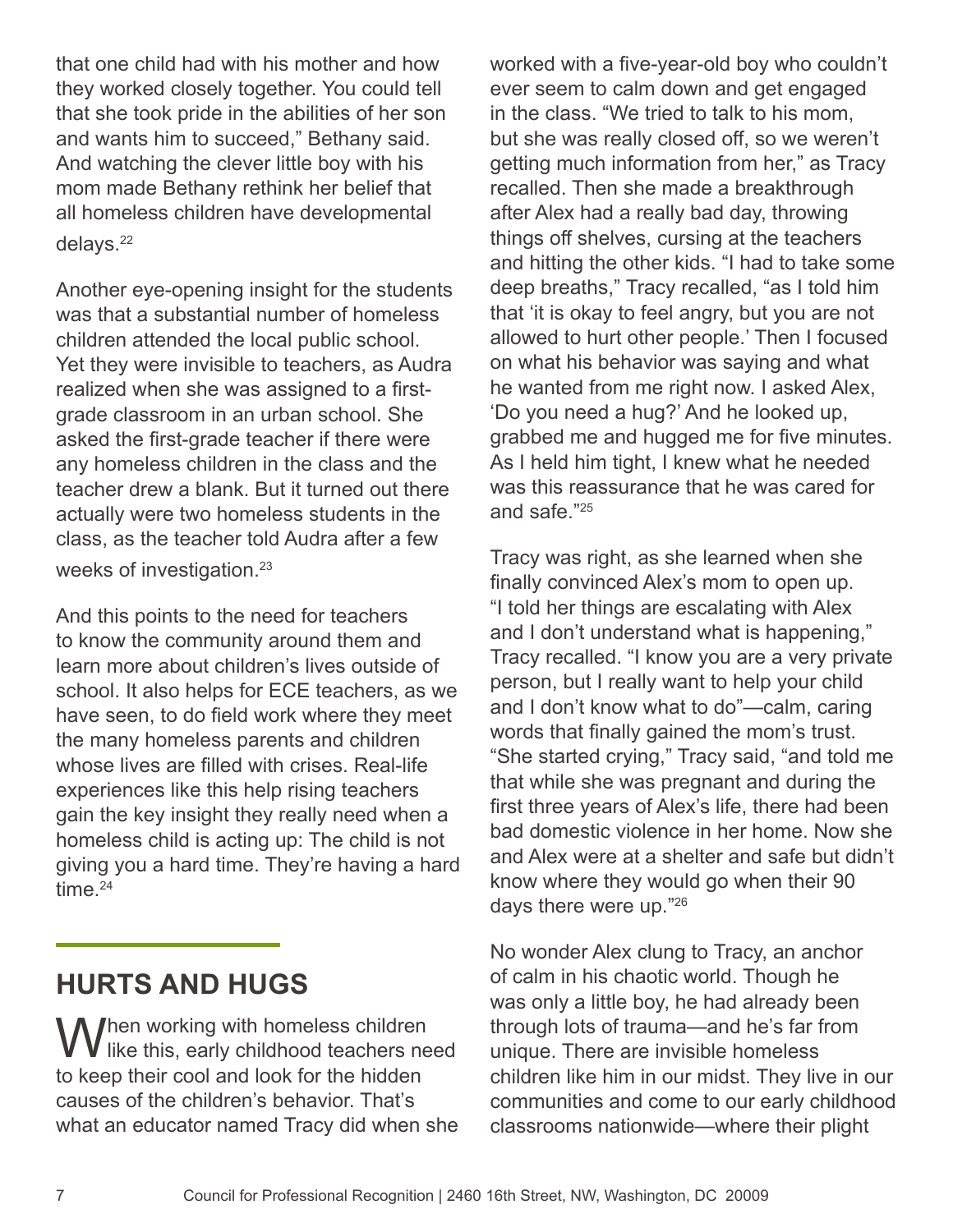that one child had with his mother and how they worked closely together. You could tell that she took pride in the abilities of her son and wants him to succeed," Bethany said. And watching the clever little boy with his mom made Bethany rethink her belief that all homeless children have developmental delays.[22]

Another eye-opening insight for the students was that a substantial number of homeless children attended the local public school. Yet they were invisible to teachers, as Audra realized when she was assigned to a first-grade classroom in an urban school. She asked the first-grade teacher if there were any homeless children in the class and the teacher drew a blank. But it turned out there actually were two homeless students in the class, as the teacher told Audra after a few weeks of investigation.[23]

And this points to the need for teachers to know the community around them and learn more about children's lives outside of school. It also helps for ECE teachers, as we have seen, to do field work where they meet the many homeless parents and children whose lives are filled with crises. Real-life experiences like this help rising teachers gain the key insight they really need when a homeless child is acting up: The child is not giving you a hard time. They're having a hard time.[24]

## HURTS AND HUGS

When working with homeless children like this, early childhood teachers need to keep their cool and look for the hidden causes of the children's behavior. That's what an educator named Tracy did when she worked with a five-year-old boy who couldn't ever seem to calm down and get engaged in the class. "We tried to talk to his mom, but she was really closed off, so we weren't getting much information from her," as Tracy recalled. Then she made a breakthrough after Alex had a really bad day, throwing things off shelves, cursing at the teachers and hitting the other kids. "I had to take some deep breaths," Tracy recalled, "as I told him that 'it is okay to feel angry, but you are not allowed to hurt other people.' Then I focused on what his behavior was saying and what he wanted from me right now. I asked Alex, 'Do you need a hug?' And he looked up, grabbed me and hugged me for five minutes. As I held him tight, I knew what he needed was this reassurance that he was cared for and safe."[25]

Tracy was right, as she learned when she finally convinced Alex's mom to open up. "I told her things are escalating with Alex and I don't understand what is happening," Tracy recalled. "I know you are a very private person, but I really want to help your child and I don't know what to do"—calm, caring words that finally gained the mom's trust. "She started crying," Tracy said, "and told me that while she was pregnant and during the first three years of Alex's life, there had been bad domestic violence in her home. Now she and Alex were at a shelter and safe but didn't know where they would go when their 90 days there were up."[26]

No wonder Alex clung to Tracy, an anchor of calm in his chaotic world. Though he was only a little boy, he had already been through lots of trauma—and he's far from unique. There are invisible homeless children like him in our midst. They live in our communities and come to our early childhood classrooms nationwide—where their plight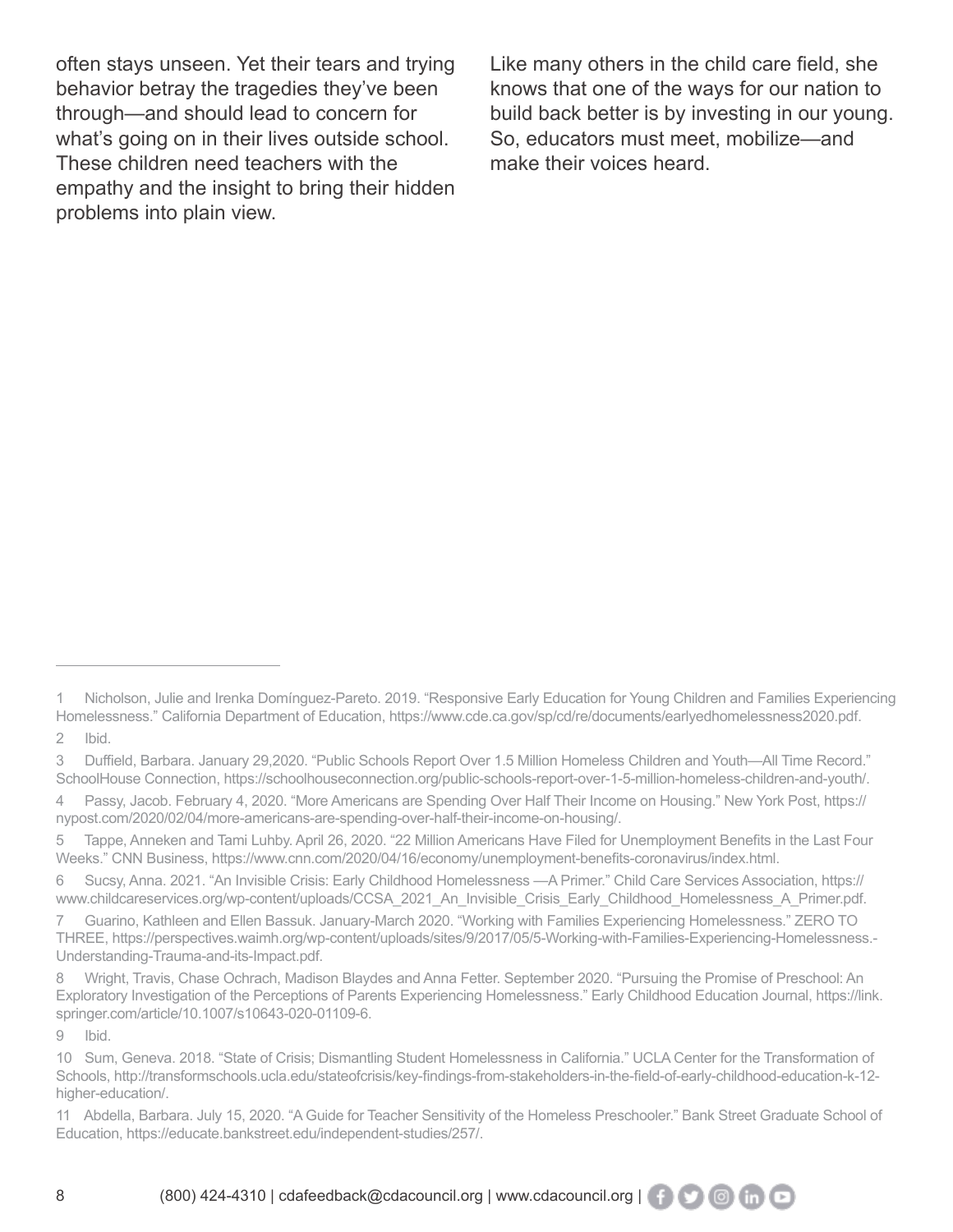often stays unseen. Yet their tears and trying behavior betray the tragedies they've been through—and should lead to concern for what's going on in their lives outside school. These children need teachers with the empathy and the insight to bring their hidden problems into plain view.

Like many others in the child care field, she knows that one of the ways for our nation to build back better is by investing in our young. So, educators must meet, mobilize—and make their voices heard.

---

1 Nicholson, Julie and Irenka Domínguez-Pareto. 2019. "Responsive Early Education for Young Children and Families Experiencing Homelessness." California Department of Education, https://www.cde.ca.gov/sp/cd/re/documents/earlyedhomelessness2020.pdf.

2 Ibid.

3 Duffield, Barbara. January 29,2020. "Public Schools Report Over 1.5 Million Homeless Children and Youth—All Time Record." SchoolHouse Connection, https://schoolhouseconnection.org/public-schools-report-over-1-5-million-homeless-children-and-youth/.

4 Passy, Jacob. February 4, 2020. "More Americans are Spending Over Half Their Income on Housing." New York Post, https://nypost.com/2020/02/04/more-americans-are-spending-over-half-their-income-on-housing/.

5 Tappe, Anneken and Tami Luhby. April 26, 2020. "22 Million Americans Have Filed for Unemployment Benefits in the Last Four Weeks." CNN Business, https://www.cnn.com/2020/04/16/economy/unemployment-benefits-coronavirus/index.html.

6 Sucsy, Anna. 2021. "An Invisible Crisis: Early Childhood Homelessness —A Primer." Child Care Services Association, https://www.childcareservices.org/wp-content/uploads/CCSA_2021_An_Invisible_Crisis_Early_Childhood_Homelessness_A_Primer.pdf.

7 Guarino, Kathleen and Ellen Bassuk. January-March 2020. "Working with Families Experiencing Homelessness." ZERO TO THREE, https://perspectives.waimh.org/wp-content/uploads/sites/9/2017/05/5-Working-with-Families-Experiencing-Homelessness.-Understanding-Trauma-and-its-Impact.pdf.

8 Wright, Travis, Chase Ochrach, Madison Blaydes and Anna Fetter. September 2020. "Pursuing the Promise of Preschool: An Exploratory Investigation of the Perceptions of Parents Experiencing Homelessness." Early Childhood Education Journal, https://link.springer.com/article/10.1007/s10643-020-01109-6.

9 Ibid.

10 Sum, Geneva. 2018. "State of Crisis; Dismantling Student Homelessness in California." UCLA Center for the Transformation of Schools, http://transformschools.ucla.edu/stateofcrisis/key-findings-from-stakeholders-in-the-field-of-early-childhood-education-k-12-higher-education/.

11 Abdella, Barbara. July 15, 2020. "A Guide for Teacher Sensitivity of the Homeless Preschooler." Bank Street Graduate School of Education, https://educate.bankstreet.edu/independent-studies/257/.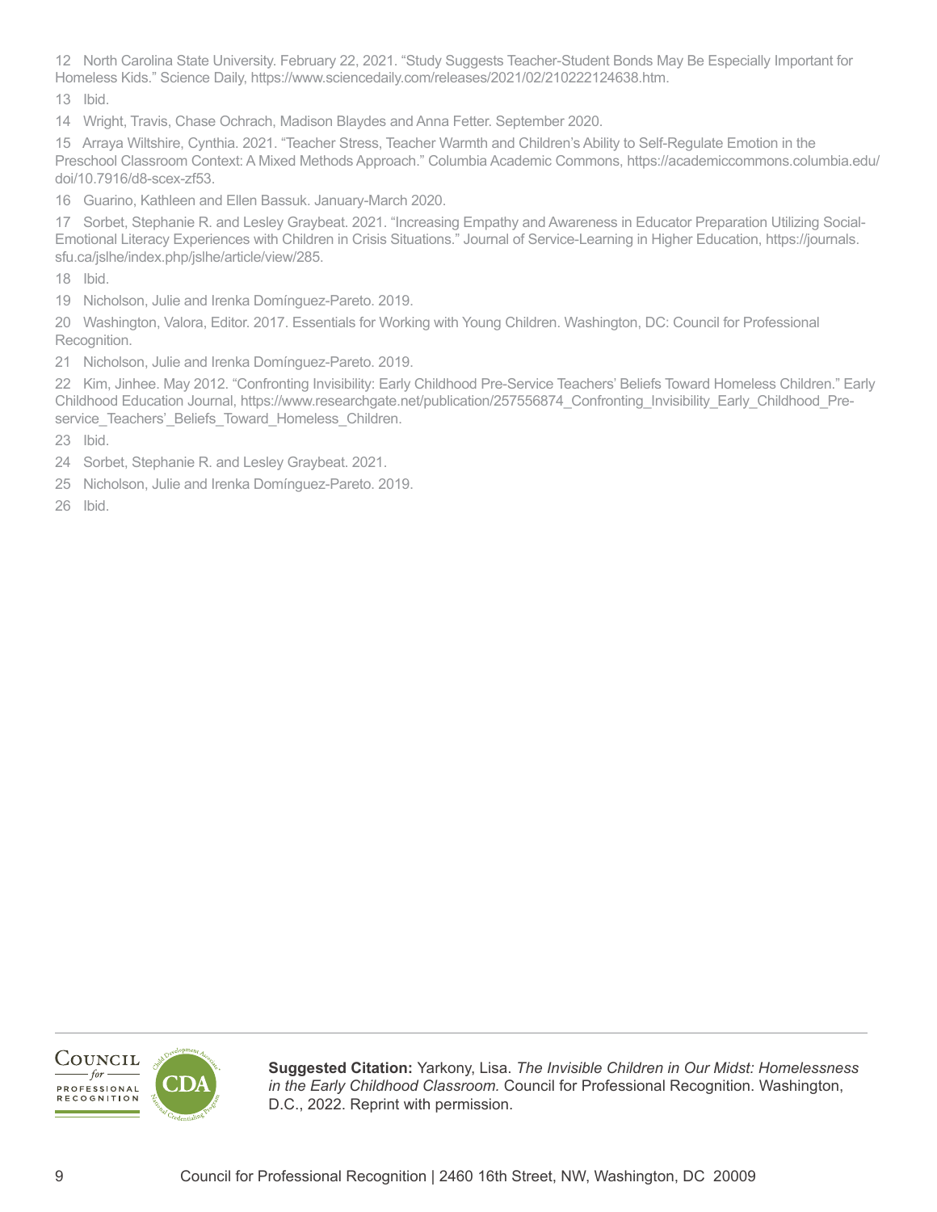12 North Carolina State University. February 22, 2021. "Study Suggests Teacher-Student Bonds May Be Especially Important for Homeless Kids." Science Daily, https://www.sciencedaily.com/releases/2021/02/210222124638.htm.

13 Ibid.

14 Wright, Travis, Chase Ochrach, Madison Blaydes and Anna Fetter. September 2020.

15 Arraya Wiltshire, Cynthia. 2021. "Teacher Stress, Teacher Warmth and Children's Ability to Self-Regulate Emotion in the Preschool Classroom Context: A Mixed Methods Approach." Columbia Academic Commons, https://academiccommons.columbia.edu/doi/10.7916/d8-scex-zf53.

16 Guarino, Kathleen and Ellen Bassuk. January-March 2020.

17 Sorbet, Stephanie R. and Lesley Graybeat. 2021. "Increasing Empathy and Awareness in Educator Preparation Utilizing Social-Emotional Literacy Experiences with Children in Crisis Situations." Journal of Service-Learning in Higher Education, https://journals.sfu.ca/jslhe/index.php/jslhe/article/view/285.

18 Ibid.

19 Nicholson, Julie and Irenka Domínguez-Pareto. 2019.

20 Washington, Valora, Editor. 2017. Essentials for Working with Young Children. Washington, DC: Council for Professional Recognition.

21 Nicholson, Julie and Irenka Domínguez-Pareto. 2019.

22 Kim, Jinhee. May 2012. "Confronting Invisibility: Early Childhood Pre-Service Teachers' Beliefs Toward Homeless Children." Early Childhood Education Journal, https://www.researchgate.net/publication/257556874_Confronting_Invisibility_Early_Childhood_Pre-service_Teachers'_Beliefs_Toward_Homeless_Children.

23 Ibid.

24 Sorbet, Stephanie R. and Lesley Graybeat. 2021.

25 Nicholson, Julie and Irenka Domínguez-Pareto. 2019.

26 Ibid.

**Suggested Citation:** Yarkony, Lisa. *The Invisible Children in Our Midst: Homelessness in the Early Childhood Classroom.* Council for Professional Recognition. Washington, D.C., 2022. Reprint with permission.

Council for Professional Recognition | 2460 16th Street, NW, Washington, DC 20009